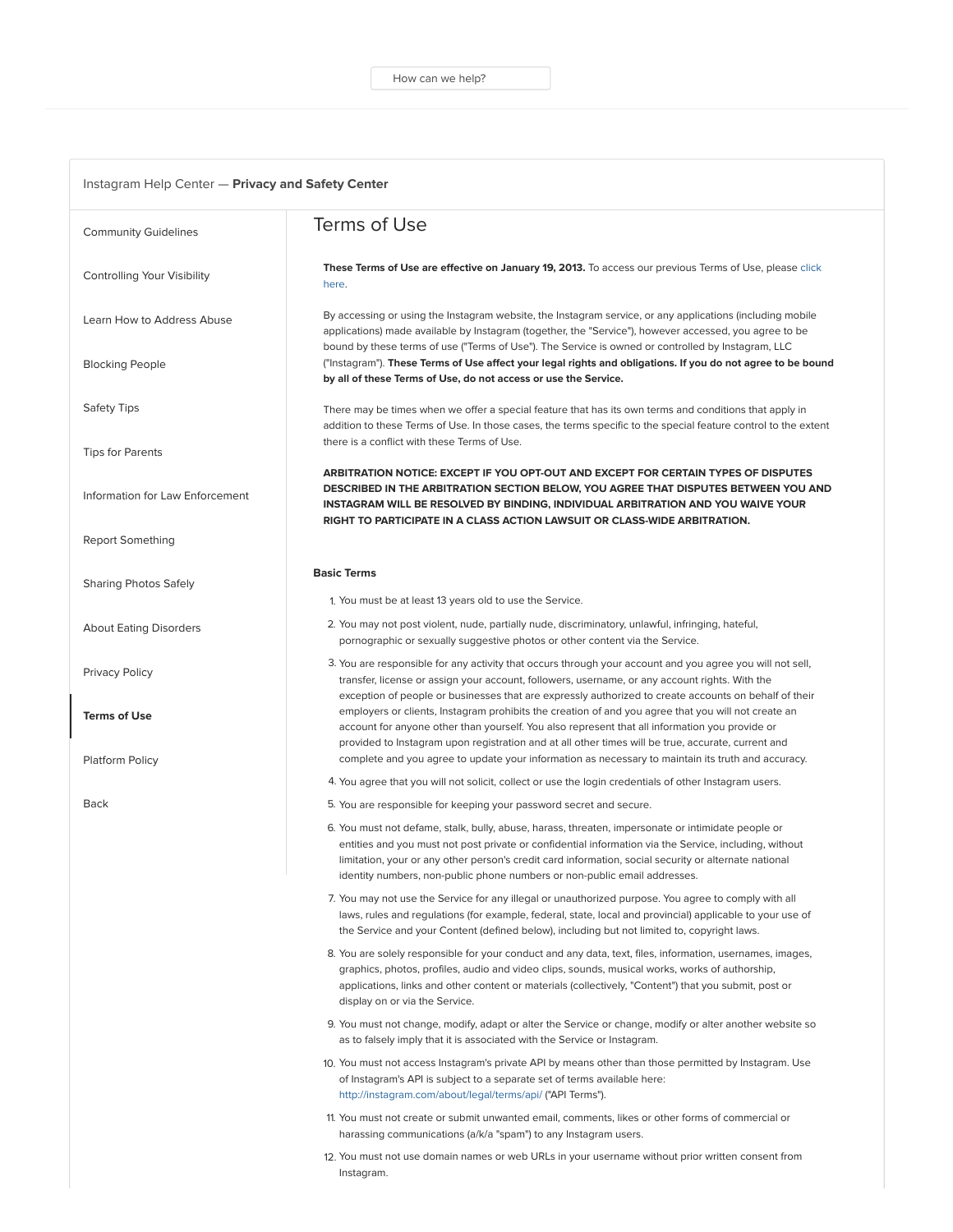How can we help?

Instagram Help Center — **Privacy and Safety Center**

- Community Guidelines
- Controlling Your Visibility
- Learn How to Address Abuse
- Blocking People
- Safety Tips
- Tips for Parents
- Information for Law Enforcement
- Report Something
- Sharing Photos Safely
- About Eating Disorders
- Privacy Policy
- **Terms of Use**
- Platform Policy
- Back

# Terms of Use

**These Terms of Use are effective on January 19, 2013.** To access our previous Terms of Use, please click here.

By accessing or using the Instagram website, the Instagram service, or any applications (including mobile applications) made available by Instagram (together, the "Service"), however accessed, you agree to be bound by these terms of use ("Terms of Use"). The Service is owned or controlled by Instagram, LLC ("Instagram"). **These Terms of Use affect your legal rights and obligations. If you do not agree to be bound by all of these Terms of Use, do not access or use the Service.**

There may be times when we offer a special feature that has its own terms and conditions that apply in addition to these Terms of Use. In those cases, the terms specific to the special feature control to the extent there is a conflict with these Terms of Use.

**ARBITRATION NOTICE: EXCEPT IF YOU OPT-OUT AND EXCEPT FOR CERTAIN TYPES OF DISPUTES DESCRIBED IN THE ARBITRATION SECTION BELOW, YOU AGREE THAT DISPUTES BETWEEN YOU AND INSTAGRAM WILL BE RESOLVED BY BINDING, INDIVIDUAL ARBITRATION AND YOU WAIVE YOUR RIGHT TO PARTICIPATE IN A CLASS ACTION LAWSUIT OR CLASS-WIDE ARBITRATION.**

### Basic Terms

1. You must be at least 13 years old to use the Service.
2. You may not post violent, nude, partially nude, discriminatory, unlawful, infringing, hateful, pornographic or sexually suggestive photos or other content via the Service.
3. You are responsible for any activity that occurs through your account and you agree you will not sell, transfer, license or assign your account, followers, username, or any account rights. With the exception of people or businesses that are expressly authorized to create accounts on behalf of their employers or clients, Instagram prohibits the creation of and you agree that you will not create an account for anyone other than yourself. You also represent that all information you provide or provided to Instagram upon registration and at all other times will be true, accurate, current and complete and you agree to update your information as necessary to maintain its truth and accuracy.
4. You agree that you will not solicit, collect or use the login credentials of other Instagram users.
5. You are responsible for keeping your password secret and secure.
6. You must not defame, stalk, bully, abuse, harass, threaten, impersonate or intimidate people or entities and you must not post private or confidential information via the Service, including, without limitation, your or any other person's credit card information, social security or alternate national identity numbers, non-public phone numbers or non-public email addresses.
7. You may not use the Service for any illegal or unauthorized purpose. You agree to comply with all laws, rules and regulations (for example, federal, state, local and provincial) applicable to your use of the Service and your Content (defined below), including but not limited to, copyright laws.
8. You are solely responsible for your conduct and any data, text, files, information, usernames, images, graphics, photos, profiles, audio and video clips, sounds, musical works, works of authorship, applications, links and other content or materials (collectively, "Content") that you submit, post or display on or via the Service.
9. You must not change, modify, adapt or alter the Service or change, modify or alter another website so as to falsely imply that it is associated with the Service or Instagram.
10. You must not access Instagram's private API by means other than those permitted by Instagram. Use of Instagram's API is subject to a separate set of terms available here: http://instagram.com/about/legal/terms/api/ ("API Terms").
11. You must not create or submit unwanted email, comments, likes or other forms of commercial or harassing communications (a/k/a "spam") to any Instagram users.
12. You must not use domain names or web URLs in your username without prior written consent from Instagram.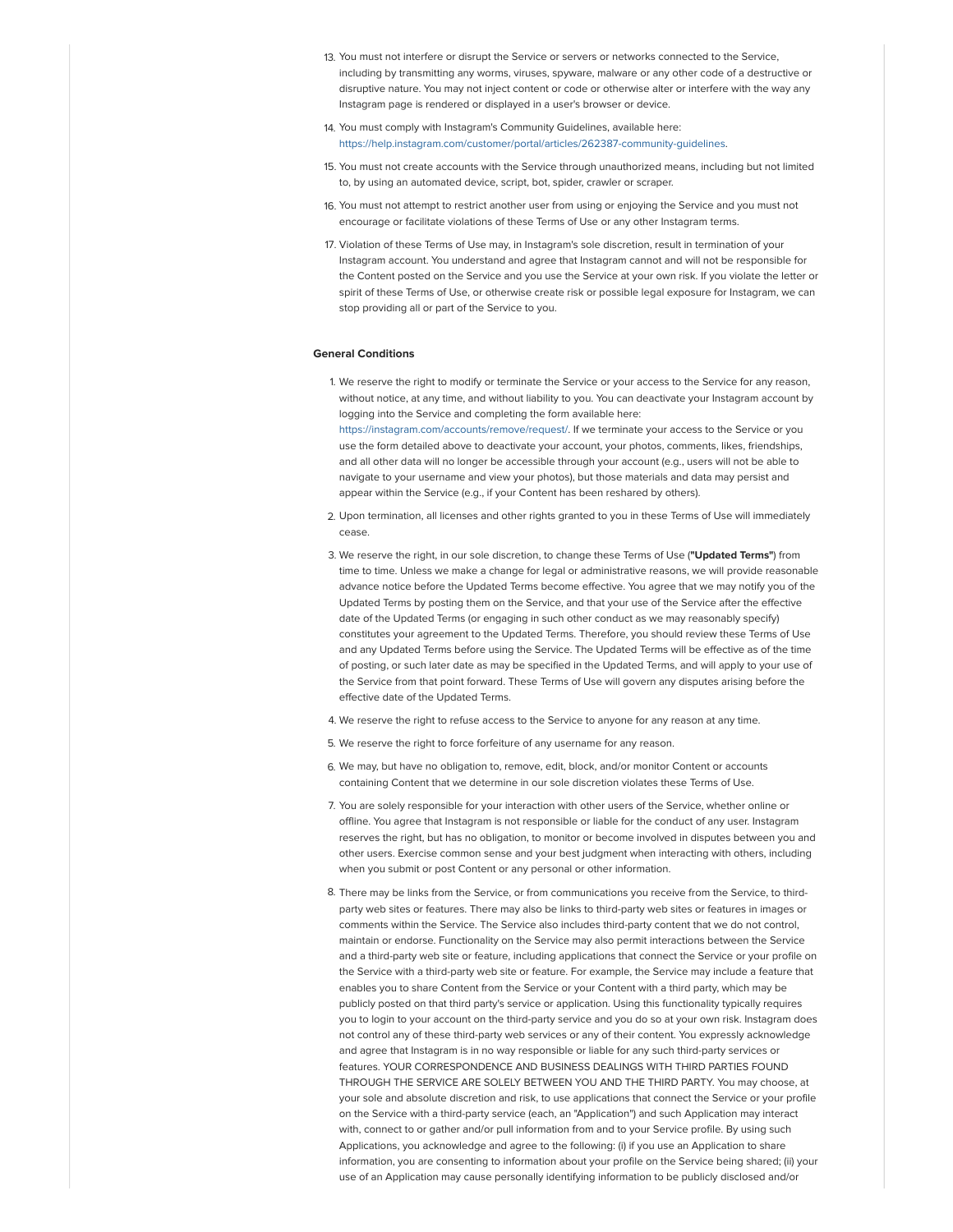13. You must not interfere or disrupt the Service or servers or networks connected to the Service, including by transmitting any worms, viruses, spyware, malware or any other code of a destructive or disruptive nature. You may not inject content or code or otherwise alter or interfere with the way any Instagram page is rendered or displayed in a user's browser or device.

14. You must comply with Instagram's Community Guidelines, available here: https://help.instagram.com/customer/portal/articles/262387-community-guidelines.

15. You must not create accounts with the Service through unauthorized means, including but not limited to, by using an automated device, script, bot, spider, crawler or scraper.

16. You must not attempt to restrict another user from using or enjoying the Service and you must not encourage or facilitate violations of these Terms of Use or any other Instagram terms.

17. Violation of these Terms of Use may, in Instagram's sole discretion, result in termination of your Instagram account. You understand and agree that Instagram cannot and will not be responsible for the Content posted on the Service and you use the Service at your own risk. If you violate the letter or spirit of these Terms of Use, or otherwise create risk or possible legal exposure for Instagram, we can stop providing all or part of the Service to you.

**General Conditions**

1. We reserve the right to modify or terminate the Service or your access to the Service for any reason, without notice, at any time, and without liability to you. You can deactivate your Instagram account by logging into the Service and completing the form available here: https://instagram.com/accounts/remove/request/. If we terminate your access to the Service or you use the form detailed above to deactivate your account, your photos, comments, likes, friendships, and all other data will no longer be accessible through your account (e.g., users will not be able to navigate to your username and view your photos), but those materials and data may persist and appear within the Service (e.g., if your Content has been reshared by others).

2. Upon termination, all licenses and other rights granted to you in these Terms of Use will immediately cease.

3. We reserve the right, in our sole discretion, to change these Terms of Use (**"Updated Terms"**) from time to time. Unless we make a change for legal or administrative reasons, we will provide reasonable advance notice before the Updated Terms become effective. You agree that we may notify you of the Updated Terms by posting them on the Service, and that your use of the Service after the effective date of the Updated Terms (or engaging in such other conduct as we may reasonably specify) constitutes your agreement to the Updated Terms. Therefore, you should review these Terms of Use and any Updated Terms before using the Service. The Updated Terms will be effective as of the time of posting, or such later date as may be specified in the Updated Terms, and will apply to your use of the Service from that point forward. These Terms of Use will govern any disputes arising before the effective date of the Updated Terms.

4. We reserve the right to refuse access to the Service to anyone for any reason at any time.

5. We reserve the right to force forfeiture of any username for any reason.

6. We may, but have no obligation to, remove, edit, block, and/or monitor Content or accounts containing Content that we determine in our sole discretion violates these Terms of Use.

7. You are solely responsible for your interaction with other users of the Service, whether online or offline. You agree that Instagram is not responsible or liable for the conduct of any user. Instagram reserves the right, but has no obligation, to monitor or become involved in disputes between you and other users. Exercise common sense and your best judgment when interacting with others, including when you submit or post Content or any personal or other information.

8. There may be links from the Service, or from communications you receive from the Service, to third-party web sites or features. There may also be links to third-party web sites or features in images or comments within the Service. The Service also includes third-party content that we do not control, maintain or endorse. Functionality on the Service may also permit interactions between the Service and a third-party web site or feature, including applications that connect the Service or your profile on the Service with a third-party web site or feature. For example, the Service may include a feature that enables you to share Content from the Service or your Content with a third party, which may be publicly posted on that third party's service or application. Using this functionality typically requires you to login to your account on the third-party service and you do so at your own risk. Instagram does not control any of these third-party web services or any of their content. You expressly acknowledge and agree that Instagram is in no way responsible or liable for any such third-party services or features. YOUR CORRESPONDENCE AND BUSINESS DEALINGS WITH THIRD PARTIES FOUND THROUGH THE SERVICE ARE SOLELY BETWEEN YOU AND THE THIRD PARTY. You may choose, at your sole and absolute discretion and risk, to use applications that connect the Service or your profile on the Service with a third-party service (each, an "Application") and such Application may interact with, connect to or gather and/or pull information from and to your Service profile. By using such Applications, you acknowledge and agree to the following: (i) if you use an Application to share information, you are consenting to information about your profile on the Service being shared; (ii) your use of an Application may cause personally identifying information to be publicly disclosed and/or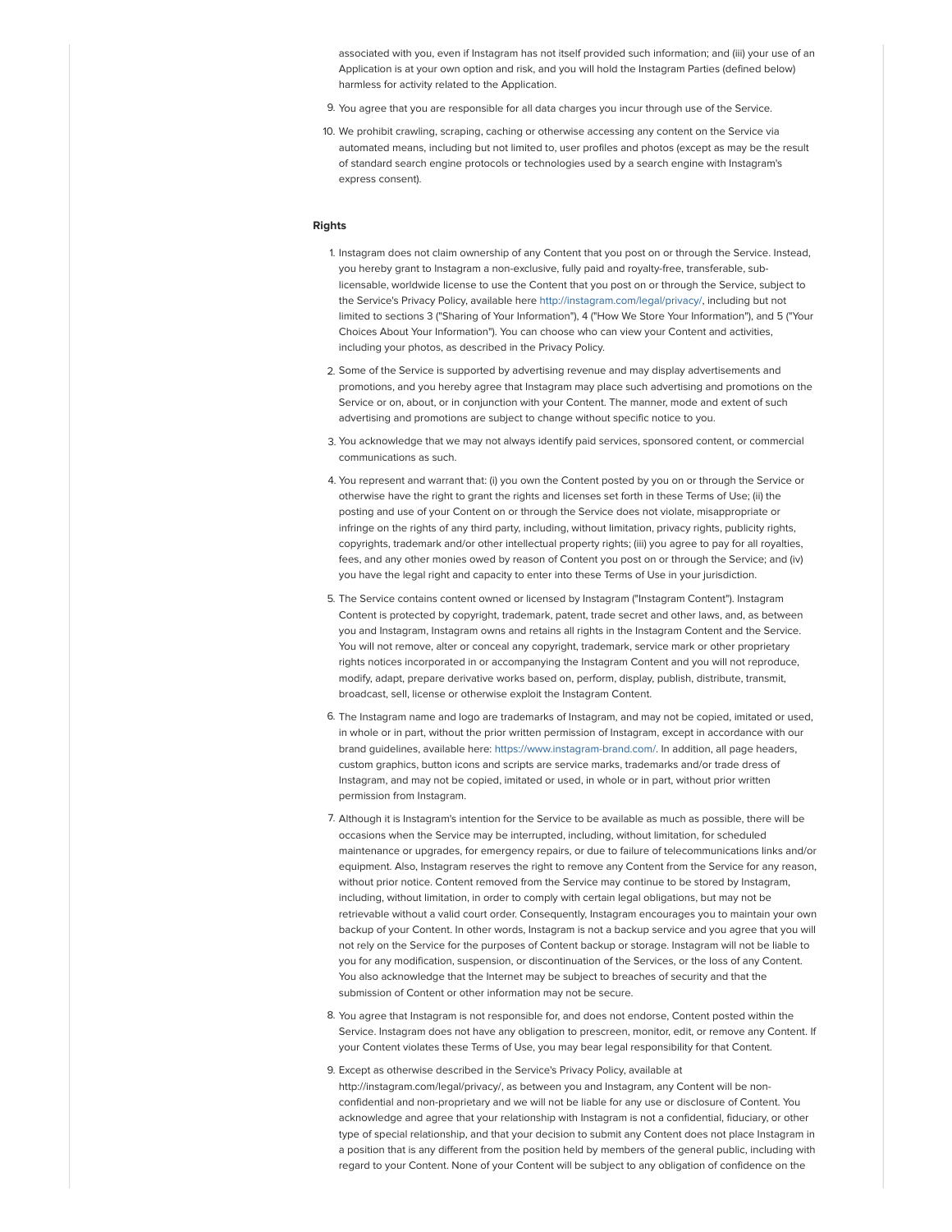associated with you, even if Instagram has not itself provided such information; and (iii) your use of an Application is at your own option and risk, and you will hold the Instagram Parties (defined below) harmless for activity related to the Application.

9. You agree that you are responsible for all data charges you incur through use of the Service.
10. We prohibit crawling, scraping, caching or otherwise accessing any content on the Service via automated means, including but not limited to, user profiles and photos (except as may be the result of standard search engine protocols or technologies used by a search engine with Instagram's express consent).

**Rights**

1. Instagram does not claim ownership of any Content that you post on or through the Service. Instead, you hereby grant to Instagram a non-exclusive, fully paid and royalty-free, transferable, sub-licensable, worldwide license to use the Content that you post on or through the Service, subject to the Service's Privacy Policy, available here http://instagram.com/legal/privacy/, including but not limited to sections 3 ("Sharing of Your Information"), 4 ("How We Store Your Information"), and 5 ("Your Choices About Your Information"). You can choose who can view your Content and activities, including your photos, as described in the Privacy Policy.
2. Some of the Service is supported by advertising revenue and may display advertisements and promotions, and you hereby agree that Instagram may place such advertising and promotions on the Service or on, about, or in conjunction with your Content. The manner, mode and extent of such advertising and promotions are subject to change without specific notice to you.
3. You acknowledge that we may not always identify paid services, sponsored content, or commercial communications as such.
4. You represent and warrant that: (i) you own the Content posted by you on or through the Service or otherwise have the right to grant the rights and licenses set forth in these Terms of Use; (ii) the posting and use of your Content on or through the Service does not violate, misappropriate or infringe on the rights of any third party, including, without limitation, privacy rights, publicity rights, copyrights, trademark and/or other intellectual property rights; (iii) you agree to pay for all royalties, fees, and any other monies owed by reason of Content you post on or through the Service; and (iv) you have the legal right and capacity to enter into these Terms of Use in your jurisdiction.
5. The Service contains content owned or licensed by Instagram ("Instagram Content"). Instagram Content is protected by copyright, trademark, patent, trade secret and other laws, and, as between you and Instagram, Instagram owns and retains all rights in the Instagram Content and the Service. You will not remove, alter or conceal any copyright, trademark, service mark or other proprietary rights notices incorporated in or accompanying the Instagram Content and you will not reproduce, modify, adapt, prepare derivative works based on, perform, display, publish, distribute, transmit, broadcast, sell, license or otherwise exploit the Instagram Content.
6. The Instagram name and logo are trademarks of Instagram, and may not be copied, imitated or used, in whole or in part, without the prior written permission of Instagram, except in accordance with our brand guidelines, available here: https://www.instagram-brand.com/. In addition, all page headers, custom graphics, button icons and scripts are service marks, trademarks and/or trade dress of Instagram, and may not be copied, imitated or used, in whole or in part, without prior written permission from Instagram.
7. Although it is Instagram's intention for the Service to be available as much as possible, there will be occasions when the Service may be interrupted, including, without limitation, for scheduled maintenance or upgrades, for emergency repairs, or due to failure of telecommunications links and/or equipment. Also, Instagram reserves the right to remove any Content from the Service for any reason, without prior notice. Content removed from the Service may continue to be stored by Instagram, including, without limitation, in order to comply with certain legal obligations, but may not be retrievable without a valid court order. Consequently, Instagram encourages you to maintain your own backup of your Content. In other words, Instagram is not a backup service and you agree that you will not rely on the Service for the purposes of Content backup or storage. Instagram will not be liable to you for any modification, suspension, or discontinuation of the Services, or the loss of any Content. You also acknowledge that the Internet may be subject to breaches of security and that the submission of Content or other information may not be secure.
8. You agree that Instagram is not responsible for, and does not endorse, Content posted within the Service. Instagram does not have any obligation to prescreen, monitor, edit, or remove any Content. If your Content violates these Terms of Use, you may bear legal responsibility for that Content.
9. Except as otherwise described in the Service's Privacy Policy, available at http://instagram.com/legal/privacy/, as between you and Instagram, any Content will be non-confidential and non-proprietary and we will not be liable for any use or disclosure of Content. You acknowledge and agree that your relationship with Instagram is not a confidential, fiduciary, or other type of special relationship, and that your decision to submit any Content does not place Instagram in a position that is any different from the position held by members of the general public, including with regard to your Content. None of your Content will be subject to any obligation of confidence on the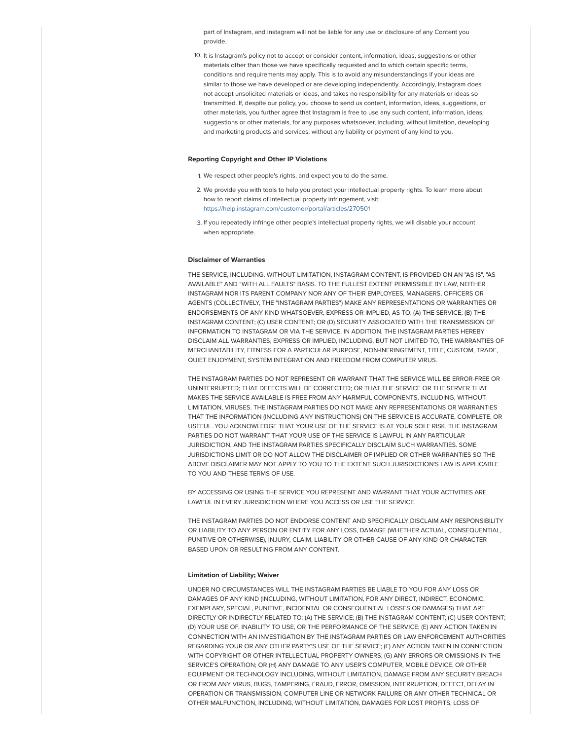part of Instagram, and Instagram will not be liable for any use or disclosure of any Content you provide.

10. It is Instagram's policy not to accept or consider content, information, ideas, suggestions or other materials other than those we have specifically requested and to which certain specific terms, conditions and requirements may apply. This is to avoid any misunderstandings if your ideas are similar to those we have developed or are developing independently. Accordingly, Instagram does not accept unsolicited materials or ideas, and takes no responsibility for any materials or ideas so transmitted. If, despite our policy, you choose to send us content, information, ideas, suggestions, or other materials, you further agree that Instagram is free to use any such content, information, ideas, suggestions or other materials, for any purposes whatsoever, including, without limitation, developing and marketing products and services, without any liability or payment of any kind to you.

**Reporting Copyright and Other IP Violations**

1. We respect other people's rights, and expect you to do the same.
2. We provide you with tools to help you protect your intellectual property rights. To learn more about how to report claims of intellectual property infringement, visit: https://help.instagram.com/customer/portal/articles/270501
3. If you repeatedly infringe other people's intellectual property rights, we will disable your account when appropriate.

**Disclaimer of Warranties**

THE SERVICE, INCLUDING, WITHOUT LIMITATION, INSTAGRAM CONTENT, IS PROVIDED ON AN "AS IS", "AS AVAILABLE" AND "WITH ALL FAULTS" BASIS. TO THE FULLEST EXTENT PERMISSIBLE BY LAW, NEITHER INSTAGRAM NOR ITS PARENT COMPANY NOR ANY OF THEIR EMPLOYEES, MANAGERS, OFFICERS OR AGENTS (COLLECTIVELY, THE "INSTAGRAM PARTIES") MAKE ANY REPRESENTATIONS OR WARRANTIES OR ENDORSEMENTS OF ANY KIND WHATSOEVER, EXPRESS OR IMPLIED, AS TO: (A) THE SERVICE; (B) THE INSTAGRAM CONTENT; (C) USER CONTENT; OR (D) SECURITY ASSOCIATED WITH THE TRANSMISSION OF INFORMATION TO INSTAGRAM OR VIA THE SERVICE. IN ADDITION, THE INSTAGRAM PARTIES HEREBY DISCLAIM ALL WARRANTIES, EXPRESS OR IMPLIED, INCLUDING, BUT NOT LIMITED TO, THE WARRANTIES OF MERCHANTABILITY, FITNESS FOR A PARTICULAR PURPOSE, NON-INFRINGEMENT, TITLE, CUSTOM, TRADE, QUIET ENJOYMENT, SYSTEM INTEGRATION AND FREEDOM FROM COMPUTER VIRUS.

THE INSTAGRAM PARTIES DO NOT REPRESENT OR WARRANT THAT THE SERVICE WILL BE ERROR-FREE OR UNINTERRUPTED; THAT DEFECTS WILL BE CORRECTED; OR THAT THE SERVICE OR THE SERVER THAT MAKES THE SERVICE AVAILABLE IS FREE FROM ANY HARMFUL COMPONENTS, INCLUDING, WITHOUT LIMITATION, VIRUSES. THE INSTAGRAM PARTIES DO NOT MAKE ANY REPRESENTATIONS OR WARRANTIES THAT THE INFORMATION (INCLUDING ANY INSTRUCTIONS) ON THE SERVICE IS ACCURATE, COMPLETE, OR USEFUL. YOU ACKNOWLEDGE THAT YOUR USE OF THE SERVICE IS AT YOUR SOLE RISK. THE INSTAGRAM PARTIES DO NOT WARRANT THAT YOUR USE OF THE SERVICE IS LAWFUL IN ANY PARTICULAR JURISDICTION, AND THE INSTAGRAM PARTIES SPECIFICALLY DISCLAIM SUCH WARRANTIES. SOME JURISDICTIONS LIMIT OR DO NOT ALLOW THE DISCLAIMER OF IMPLIED OR OTHER WARRANTIES SO THE ABOVE DISCLAIMER MAY NOT APPLY TO YOU TO THE EXTENT SUCH JURISDICTION'S LAW IS APPLICABLE TO YOU AND THESE TERMS OF USE.

BY ACCESSING OR USING THE SERVICE YOU REPRESENT AND WARRANT THAT YOUR ACTIVITIES ARE LAWFUL IN EVERY JURISDICTION WHERE YOU ACCESS OR USE THE SERVICE.

THE INSTAGRAM PARTIES DO NOT ENDORSE CONTENT AND SPECIFICALLY DISCLAIM ANY RESPONSIBILITY OR LIABILITY TO ANY PERSON OR ENTITY FOR ANY LOSS, DAMAGE (WHETHER ACTUAL, CONSEQUENTIAL, PUNITIVE OR OTHERWISE), INJURY, CLAIM, LIABILITY OR OTHER CAUSE OF ANY KIND OR CHARACTER BASED UPON OR RESULTING FROM ANY CONTENT.

**Limitation of Liability; Waiver**

UNDER NO CIRCUMSTANCES WILL THE INSTAGRAM PARTIES BE LIABLE TO YOU FOR ANY LOSS OR DAMAGES OF ANY KIND (INCLUDING, WITHOUT LIMITATION, FOR ANY DIRECT, INDIRECT, ECONOMIC, EXEMPLARY, SPECIAL, PUNITIVE, INCIDENTAL OR CONSEQUENTIAL LOSSES OR DAMAGES) THAT ARE DIRECTLY OR INDIRECTLY RELATED TO: (A) THE SERVICE; (B) THE INSTAGRAM CONTENT; (C) USER CONTENT; (D) YOUR USE OF, INABILITY TO USE, OR THE PERFORMANCE OF THE SERVICE; (E) ANY ACTION TAKEN IN CONNECTION WITH AN INVESTIGATION BY THE INSTAGRAM PARTIES OR LAW ENFORCEMENT AUTHORITIES REGARDING YOUR OR ANY OTHER PARTY'S USE OF THE SERVICE; (F) ANY ACTION TAKEN IN CONNECTION WITH COPYRIGHT OR OTHER INTELLECTUAL PROPERTY OWNERS; (G) ANY ERRORS OR OMISSIONS IN THE SERVICE'S OPERATION; OR (H) ANY DAMAGE TO ANY USER'S COMPUTER, MOBILE DEVICE, OR OTHER EQUIPMENT OR TECHNOLOGY INCLUDING, WITHOUT LIMITATION, DAMAGE FROM ANY SECURITY BREACH OR FROM ANY VIRUS, BUGS, TAMPERING, FRAUD, ERROR, OMISSION, INTERRUPTION, DEFECT, DELAY IN OPERATION OR TRANSMISSION, COMPUTER LINE OR NETWORK FAILURE OR ANY OTHER TECHNICAL OR OTHER MALFUNCTION, INCLUDING, WITHOUT LIMITATION, DAMAGES FOR LOST PROFITS, LOSS OF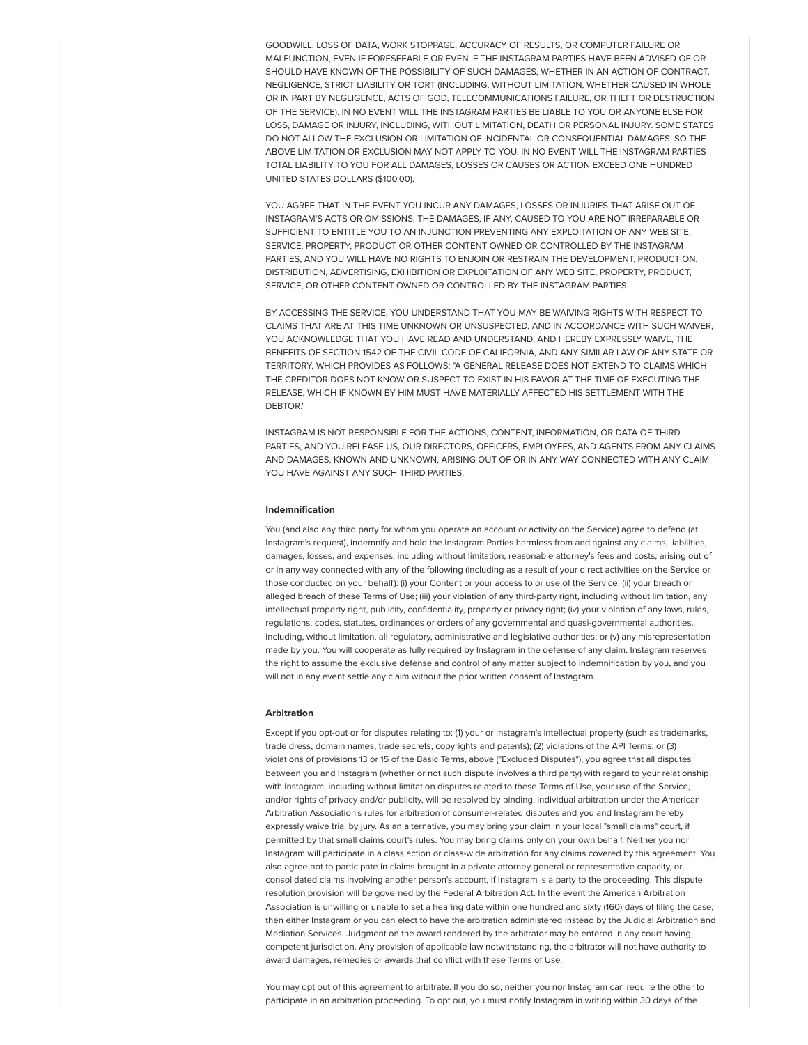GOODWILL, LOSS OF DATA, WORK STOPPAGE, ACCURACY OF RESULTS, OR COMPUTER FAILURE OR MALFUNCTION, EVEN IF FORESEEABLE OR EVEN IF THE INSTAGRAM PARTIES HAVE BEEN ADVISED OF OR SHOULD HAVE KNOWN OF THE POSSIBILITY OF SUCH DAMAGES, WHETHER IN AN ACTION OF CONTRACT, NEGLIGENCE, STRICT LIABILITY OR TORT (INCLUDING, WITHOUT LIMITATION, WHETHER CAUSED IN WHOLE OR IN PART BY NEGLIGENCE, ACTS OF GOD, TELECOMMUNICATIONS FAILURE, OR THEFT OR DESTRUCTION OF THE SERVICE). IN NO EVENT WILL THE INSTAGRAM PARTIES BE LIABLE TO YOU OR ANYONE ELSE FOR LOSS, DAMAGE OR INJURY, INCLUDING, WITHOUT LIMITATION, DEATH OR PERSONAL INJURY. SOME STATES DO NOT ALLOW THE EXCLUSION OR LIMITATION OF INCIDENTAL OR CONSEQUENTIAL DAMAGES, SO THE ABOVE LIMITATION OR EXCLUSION MAY NOT APPLY TO YOU. IN NO EVENT WILL THE INSTAGRAM PARTIES TOTAL LIABILITY TO YOU FOR ALL DAMAGES, LOSSES OR CAUSES OR ACTION EXCEED ONE HUNDRED UNITED STATES DOLLARS ($100.00).

YOU AGREE THAT IN THE EVENT YOU INCUR ANY DAMAGES, LOSSES OR INJURIES THAT ARISE OUT OF INSTAGRAM'S ACTS OR OMISSIONS, THE DAMAGES, IF ANY, CAUSED TO YOU ARE NOT IRREPARABLE OR SUFFICIENT TO ENTITLE YOU TO AN INJUNCTION PREVENTING ANY EXPLOITATION OF ANY WEB SITE, SERVICE, PROPERTY, PRODUCT OR OTHER CONTENT OWNED OR CONTROLLED BY THE INSTAGRAM PARTIES, AND YOU WILL HAVE NO RIGHTS TO ENJOIN OR RESTRAIN THE DEVELOPMENT, PRODUCTION, DISTRIBUTION, ADVERTISING, EXHIBITION OR EXPLOITATION OF ANY WEB SITE, PROPERTY, PRODUCT, SERVICE, OR OTHER CONTENT OWNED OR CONTROLLED BY THE INSTAGRAM PARTIES.

BY ACCESSING THE SERVICE, YOU UNDERSTAND THAT YOU MAY BE WAIVING RIGHTS WITH RESPECT TO CLAIMS THAT ARE AT THIS TIME UNKNOWN OR UNSUSPECTED, AND IN ACCORDANCE WITH SUCH WAIVER, YOU ACKNOWLEDGE THAT YOU HAVE READ AND UNDERSTAND, AND HEREBY EXPRESSLY WAIVE, THE BENEFITS OF SECTION 1542 OF THE CIVIL CODE OF CALIFORNIA, AND ANY SIMILAR LAW OF ANY STATE OR TERRITORY, WHICH PROVIDES AS FOLLOWS: "A GENERAL RELEASE DOES NOT EXTEND TO CLAIMS WHICH THE CREDITOR DOES NOT KNOW OR SUSPECT TO EXIST IN HIS FAVOR AT THE TIME OF EXECUTING THE RELEASE, WHICH IF KNOWN BY HIM MUST HAVE MATERIALLY AFFECTED HIS SETTLEMENT WITH THE DEBTOR."

INSTAGRAM IS NOT RESPONSIBLE FOR THE ACTIONS, CONTENT, INFORMATION, OR DATA OF THIRD PARTIES, AND YOU RELEASE US, OUR DIRECTORS, OFFICERS, EMPLOYEES, AND AGENTS FROM ANY CLAIMS AND DAMAGES, KNOWN AND UNKNOWN, ARISING OUT OF OR IN ANY WAY CONNECTED WITH ANY CLAIM YOU HAVE AGAINST ANY SUCH THIRD PARTIES.

**Indemnification**

You (and also any third party for whom you operate an account or activity on the Service) agree to defend (at Instagram's request), indemnify and hold the Instagram Parties harmless from and against any claims, liabilities, damages, losses, and expenses, including without limitation, reasonable attorney's fees and costs, arising out of or in any way connected with any of the following (including as a result of your direct activities on the Service or those conducted on your behalf): (i) your Content or your access to or use of the Service; (ii) your breach or alleged breach of these Terms of Use; (iii) your violation of any third-party right, including without limitation, any intellectual property right, publicity, confidentiality, property or privacy right; (iv) your violation of any laws, rules, regulations, codes, statutes, ordinances or orders of any governmental and quasi-governmental authorities, including, without limitation, all regulatory, administrative and legislative authorities; or (v) any misrepresentation made by you. You will cooperate as fully required by Instagram in the defense of any claim. Instagram reserves the right to assume the exclusive defense and control of any matter subject to indemnification by you, and you will not in any event settle any claim without the prior written consent of Instagram.

**Arbitration**

Except if you opt-out or for disputes relating to: (1) your or Instagram's intellectual property (such as trademarks, trade dress, domain names, trade secrets, copyrights and patents); (2) violations of the API Terms; or (3) violations of provisions 13 or 15 of the Basic Terms, above ("Excluded Disputes"), you agree that all disputes between you and Instagram (whether or not such dispute involves a third party) with regard to your relationship with Instagram, including without limitation disputes related to these Terms of Use, your use of the Service, and/or rights of privacy and/or publicity, will be resolved by binding, individual arbitration under the American Arbitration Association's rules for arbitration of consumer-related disputes and you and Instagram hereby expressly waive trial by jury. As an alternative, you may bring your claim in your local "small claims" court, if permitted by that small claims court's rules. You may bring claims only on your own behalf. Neither you nor Instagram will participate in a class action or class-wide arbitration for any claims covered by this agreement. You also agree not to participate in claims brought in a private attorney general or representative capacity, or consolidated claims involving another person's account, if Instagram is a party to the proceeding. This dispute resolution provision will be governed by the Federal Arbitration Act. In the event the American Arbitration Association is unwilling or unable to set a hearing date within one hundred and sixty (160) days of filing the case, then either Instagram or you can elect to have the arbitration administered instead by the Judicial Arbitration and Mediation Services. Judgment on the award rendered by the arbitrator may be entered in any court having competent jurisdiction. Any provision of applicable law notwithstanding, the arbitrator will not have authority to award damages, remedies or awards that conflict with these Terms of Use.

You may opt out of this agreement to arbitrate. If you do so, neither you nor Instagram can require the other to participate in an arbitration proceeding. To opt out, you must notify Instagram in writing within 30 days of the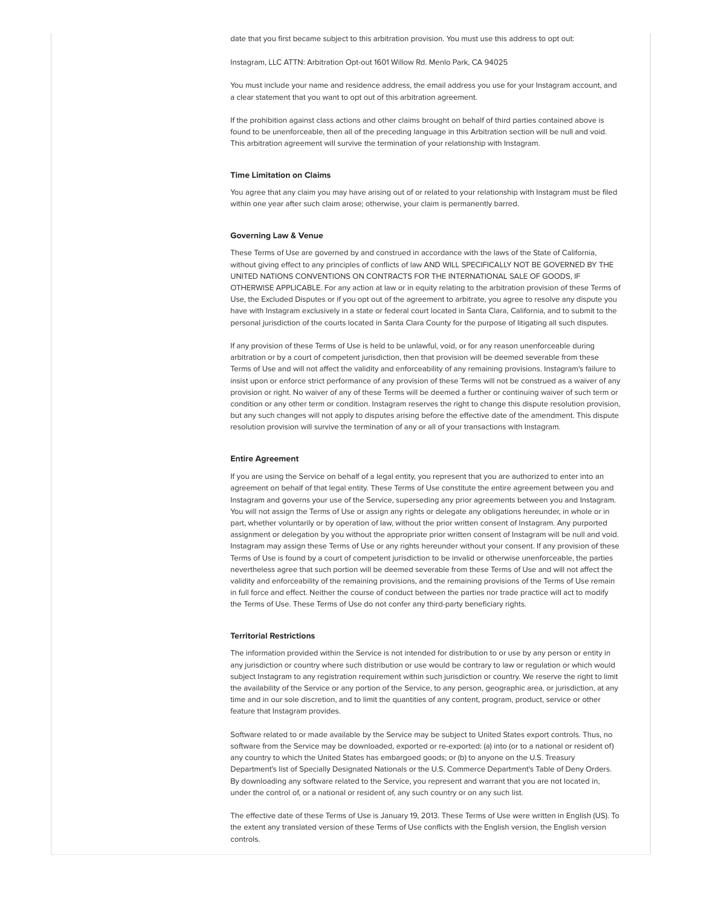date that you first became subject to this arbitration provision. You must use this address to opt out:

Instagram, LLC ATTN: Arbitration Opt-out 1601 Willow Rd. Menlo Park, CA 94025

You must include your name and residence address, the email address you use for your Instagram account, and a clear statement that you want to opt out of this arbitration agreement.

If the prohibition against class actions and other claims brought on behalf of third parties contained above is found to be unenforceable, then all of the preceding language in this Arbitration section will be null and void. This arbitration agreement will survive the termination of your relationship with Instagram.

**Time Limitation on Claims**

You agree that any claim you may have arising out of or related to your relationship with Instagram must be filed within one year after such claim arose; otherwise, your claim is permanently barred.

**Governing Law & Venue**

These Terms of Use are governed by and construed in accordance with the laws of the State of California, without giving effect to any principles of conflicts of law AND WILL SPECIFICALLY NOT BE GOVERNED BY THE UNITED NATIONS CONVENTIONS ON CONTRACTS FOR THE INTERNATIONAL SALE OF GOODS, IF OTHERWISE APPLICABLE. For any action at law or in equity relating to the arbitration provision of these Terms of Use, the Excluded Disputes or if you opt out of the agreement to arbitrate, you agree to resolve any dispute you have with Instagram exclusively in a state or federal court located in Santa Clara, California, and to submit to the personal jurisdiction of the courts located in Santa Clara County for the purpose of litigating all such disputes.

If any provision of these Terms of Use is held to be unlawful, void, or for any reason unenforceable during arbitration or by a court of competent jurisdiction, then that provision will be deemed severable from these Terms of Use and will not affect the validity and enforceability of any remaining provisions. Instagram's failure to insist upon or enforce strict performance of any provision of these Terms will not be construed as a waiver of any provision or right. No waiver of any of these Terms will be deemed a further or continuing waiver of such term or condition or any other term or condition. Instagram reserves the right to change this dispute resolution provision, but any such changes will not apply to disputes arising before the effective date of the amendment. This dispute resolution provision will survive the termination of any or all of your transactions with Instagram.

**Entire Agreement**

If you are using the Service on behalf of a legal entity, you represent that you are authorized to enter into an agreement on behalf of that legal entity. These Terms of Use constitute the entire agreement between you and Instagram and governs your use of the Service, superseding any prior agreements between you and Instagram. You will not assign the Terms of Use or assign any rights or delegate any obligations hereunder, in whole or in part, whether voluntarily or by operation of law, without the prior written consent of Instagram. Any purported assignment or delegation by you without the appropriate prior written consent of Instagram will be null and void. Instagram may assign these Terms of Use or any rights hereunder without your consent. If any provision of these Terms of Use is found by a court of competent jurisdiction to be invalid or otherwise unenforceable, the parties nevertheless agree that such portion will be deemed severable from these Terms of Use and will not affect the validity and enforceability of the remaining provisions, and the remaining provisions of the Terms of Use remain in full force and effect. Neither the course of conduct between the parties nor trade practice will act to modify the Terms of Use. These Terms of Use do not confer any third-party beneficiary rights.

**Territorial Restrictions**

The information provided within the Service is not intended for distribution to or use by any person or entity in any jurisdiction or country where such distribution or use would be contrary to law or regulation or which would subject Instagram to any registration requirement within such jurisdiction or country. We reserve the right to limit the availability of the Service or any portion of the Service, to any person, geographic area, or jurisdiction, at any time and in our sole discretion, and to limit the quantities of any content, program, product, service or other feature that Instagram provides.

Software related to or made available by the Service may be subject to United States export controls. Thus, no software from the Service may be downloaded, exported or re-exported: (a) into (or to a national or resident of) any country to which the United States has embargoed goods; or (b) to anyone on the U.S. Treasury Department's list of Specially Designated Nationals or the U.S. Commerce Department's Table of Deny Orders. By downloading any software related to the Service, you represent and warrant that you are not located in, under the control of, or a national or resident of, any such country or on any such list.

The effective date of these Terms of Use is January 19, 2013. These Terms of Use were written in English (US). To the extent any translated version of these Terms of Use conflicts with the English version, the English version controls.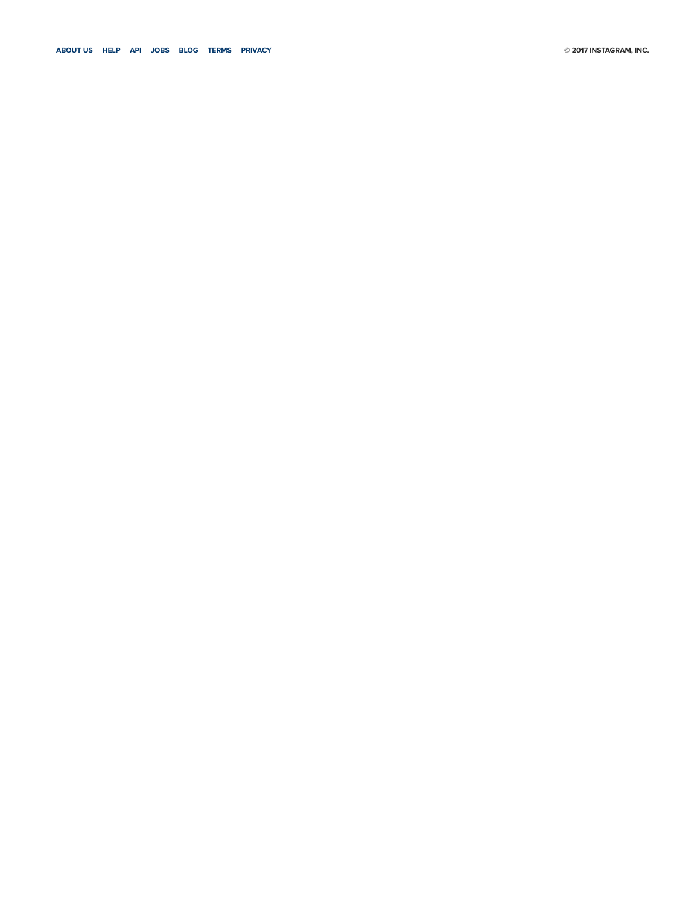ABOUT US HELP API JOBS BLOG TERMS PRIVACY

© 2017 INSTAGRAM, INC.